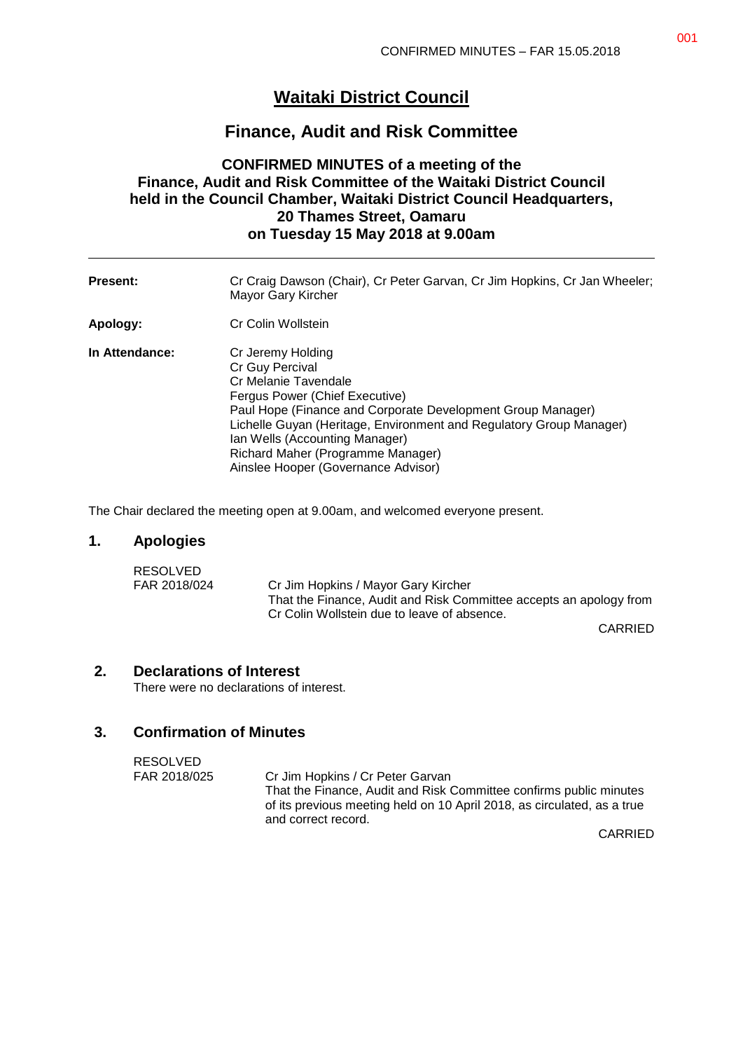# Waitaki District Council

## Finance, Audit and Risk Committee

**CONFIRMED MINUTES of a meeting of the Finance, Audit and Risk Committee of the Waitaki District Council held in the Council Chamber, Waitaki District Council Headquarters, 20 Thames Street, Oamaru on Tuesday 15 May 2018 at 9.00am**

---

**Present:** Cr Craig Dawson (Chair), Cr Peter Garvan, Cr Jim Hopkins, Cr Jan Wheeler; Mayor Gary Kircher

**Apology:** Cr Colin Wollstein

**In Attendance:**
Cr Jeremy Holding
Cr Guy Percival
Cr Melanie Tavendale
Fergus Power (Chief Executive)
Paul Hope (Finance and Corporate Development Group Manager)
Lichelle Guyan (Heritage, Environment and Regulatory Group Manager)
Ian Wells (Accounting Manager)
Richard Maher (Programme Manager)
Ainslee Hooper (Governance Advisor)

The Chair declared the meeting open at 9.00am, and welcomed everyone present.

## 1. Apologies

RESOLVED
FAR 2018/024 — Cr Jim Hopkins / Mayor Gary Kircher
That the Finance, Audit and Risk Committee accepts an apology from Cr Colin Wollstein due to leave of absence.

CARRIED

## 2. Declarations of Interest

There were no declarations of interest.

## 3. Confirmation of Minutes

RESOLVED
FAR 2018/025 — Cr Jim Hopkins / Cr Peter Garvan
That the Finance, Audit and Risk Committee confirms public minutes of its previous meeting held on 10 April 2018, as circulated, as a true and correct record.

CARRIED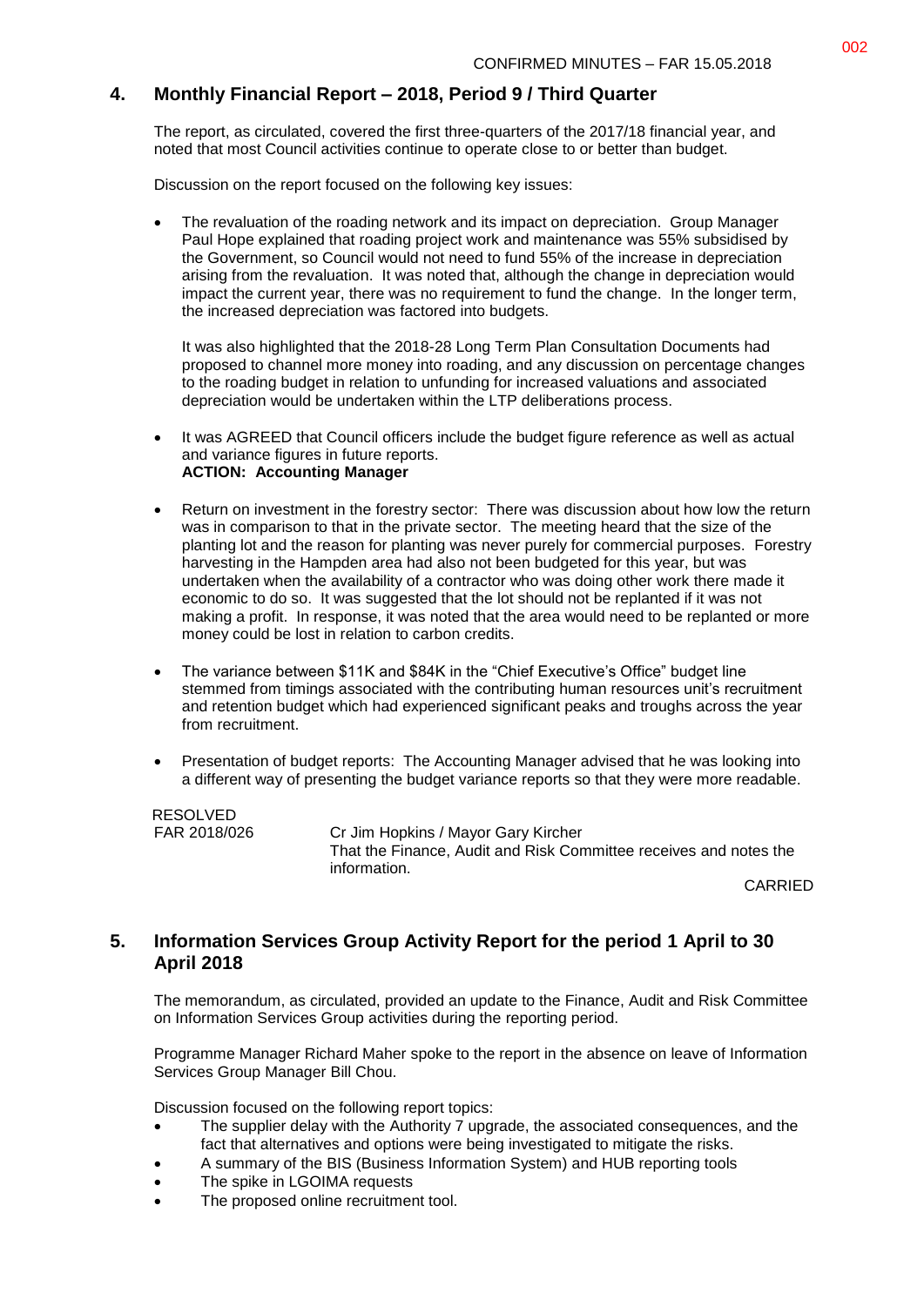## 4. Monthly Financial Report – 2018, Period 9 / Third Quarter

The report, as circulated, covered the first three-quarters of the 2017/18 financial year, and noted that most Council activities continue to operate close to or better than budget.

Discussion on the report focused on the following key issues:

- The revaluation of the roading network and its impact on depreciation. Group Manager Paul Hope explained that roading project work and maintenance was 55% subsidised by the Government, so Council would not need to fund 55% of the increase in depreciation arising from the revaluation. It was noted that, although the change in depreciation would impact the current year, there was no requirement to fund the change. In the longer term, the increased depreciation was factored into budgets.

  It was also highlighted that the 2018-28 Long Term Plan Consultation Documents had proposed to channel more money into roading, and any discussion on percentage changes to the roading budget in relation to unfunding for increased valuations and associated depreciation would be undertaken within the LTP deliberations process.

- It was AGREED that Council officers include the budget figure reference as well as actual and variance figures in future reports.
  **ACTION: Accounting Manager**

- Return on investment in the forestry sector: There was discussion about how low the return was in comparison to that in the private sector. The meeting heard that the size of the planting lot and the reason for planting was never purely for commercial purposes. Forestry harvesting in the Hampden area had also not been budgeted for this year, but was undertaken when the availability of a contractor who was doing other work there made it economic to do so. It was suggested that the lot should not be replanted if it was not making a profit. In response, it was noted that the area would need to be replanted or more money could be lost in relation to carbon credits.

- The variance between $11K and $84K in the "Chief Executive's Office" budget line stemmed from timings associated with the contributing human resources unit's recruitment and retention budget which had experienced significant peaks and troughs across the year from recruitment.

- Presentation of budget reports: The Accounting Manager advised that he was looking into a different way of presenting the budget variance reports so that they were more readable.

RESOLVED
FAR 2018/026 — Cr Jim Hopkins / Mayor Gary Kircher
That the Finance, Audit and Risk Committee receives and notes the information.

CARRIED

## 5. Information Services Group Activity Report for the period 1 April to 30 April 2018

The memorandum, as circulated, provided an update to the Finance, Audit and Risk Committee on Information Services Group activities during the reporting period.

Programme Manager Richard Maher spoke to the report in the absence on leave of Information Services Group Manager Bill Chou.

Discussion focused on the following report topics:

- The supplier delay with the Authority 7 upgrade, the associated consequences, and the fact that alternatives and options were being investigated to mitigate the risks.
- A summary of the BIS (Business Information System) and HUB reporting tools
- The spike in LGOIMA requests
- The proposed online recruitment tool.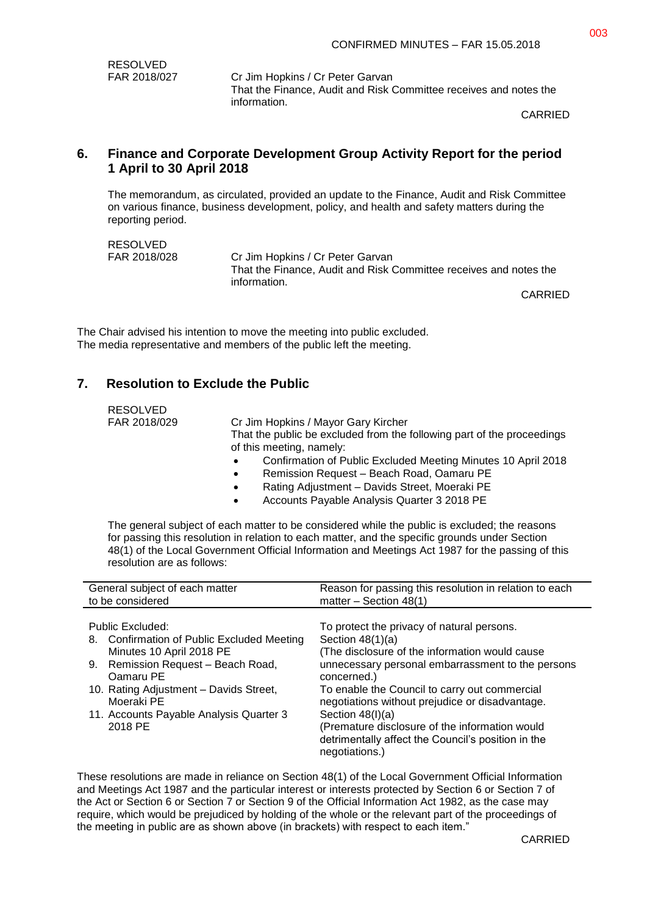RESOLVED
FAR 2018/027 Cr Jim Hopkins / Cr Peter Garvan
That the Finance, Audit and Risk Committee receives and notes the information.

CARRIED

## 6. Finance and Corporate Development Group Activity Report for the period 1 April to 30 April 2018

The memorandum, as circulated, provided an update to the Finance, Audit and Risk Committee on various finance, business development, policy, and health and safety matters during the reporting period.

RESOLVED
FAR 2018/028 Cr Jim Hopkins / Cr Peter Garvan
That the Finance, Audit and Risk Committee receives and notes the information.

CARRIED

The Chair advised his intention to move the meeting into public excluded.
The media representative and members of the public left the meeting.

## 7. Resolution to Exclude the Public

RESOLVED
FAR 2018/029 Cr Jim Hopkins / Mayor Gary Kircher
That the public be excluded from the following part of the proceedings of this meeting, namely:

- Confirmation of Public Excluded Meeting Minutes 10 April 2018
- Remission Request – Beach Road, Oamaru PE
- Rating Adjustment – Davids Street, Moeraki PE
- Accounts Payable Analysis Quarter 3 2018 PE

The general subject of each matter to be considered while the public is excluded; the reasons for passing this resolution in relation to each matter, and the specific grounds under Section 48(1) of the Local Government Official Information and Meetings Act 1987 for the passing of this resolution are as follows:

| General subject of each matter to be considered | Reason for passing this resolution in relation to each matter – Section 48(1) |
|---|---|
| Public Excluded:<br>8. Confirmation of Public Excluded Meeting Minutes 10 April 2018 PE<br>9. Remission Request – Beach Road, Oamaru PE<br>10. Rating Adjustment – Davids Street, Moeraki PE<br>11. Accounts Payable Analysis Quarter 3 2018 PE | To protect the privacy of natural persons. Section 48(1)(a)<br>(The disclosure of the information would cause unnecessary personal embarrassment to the persons concerned.)<br>To enable the Council to carry out commercial negotiations without prejudice or disadvantage. Section 48(l)(a)<br>(Premature disclosure of the information would detrimentally affect the Council's position in the negotiations.) |

These resolutions are made in reliance on Section 48(1) of the Local Government Official Information and Meetings Act 1987 and the particular interest or interests protected by Section 6 or Section 7 of the Act or Section 6 or Section 7 or Section 9 of the Official Information Act 1982, as the case may require, which would be prejudiced by holding of the whole or the relevant part of the proceedings of the meeting in public are as shown above (in brackets) with respect to each item."

CARRIED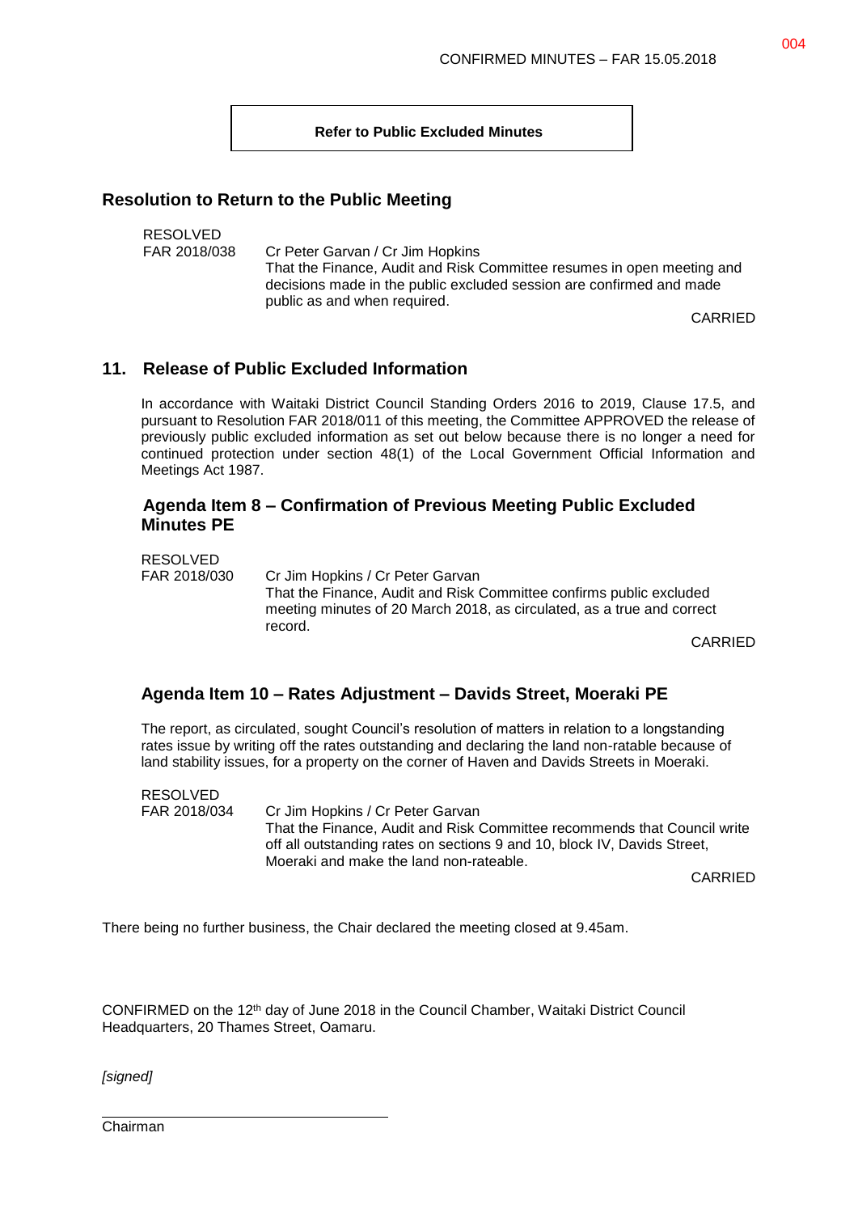**Refer to Public Excluded Minutes**

## Resolution to Return to the Public Meeting

RESOLVED
FAR 2018/038 Cr Peter Garvan / Cr Jim Hopkins
That the Finance, Audit and Risk Committee resumes in open meeting and decisions made in the public excluded session are confirmed and made public as and when required.

CARRIED

## 11. Release of Public Excluded Information

In accordance with Waitaki District Council Standing Orders 2016 to 2019, Clause 17.5, and pursuant to Resolution FAR 2018/011 of this meeting, the Committee APPROVED the release of previously public excluded information as set out below because there is no longer a need for continued protection under section 48(1) of the Local Government Official Information and Meetings Act 1987.

### Agenda Item 8 – Confirmation of Previous Meeting Public Excluded Minutes PE

RESOLVED
FAR 2018/030 Cr Jim Hopkins / Cr Peter Garvan
That the Finance, Audit and Risk Committee confirms public excluded meeting minutes of 20 March 2018, as circulated, as a true and correct record.

CARRIED

### Agenda Item 10 – Rates Adjustment – Davids Street, Moeraki PE

The report, as circulated, sought Council's resolution of matters in relation to a longstanding rates issue by writing off the rates outstanding and declaring the land non-ratable because of land stability issues, for a property on the corner of Haven and Davids Streets in Moeraki.

RESOLVED
FAR 2018/034 Cr Jim Hopkins / Cr Peter Garvan
That the Finance, Audit and Risk Committee recommends that Council write off all outstanding rates on sections 9 and 10, block IV, Davids Street, Moeraki and make the land non-rateable.

CARRIED

There being no further business, the Chair declared the meeting closed at 9.45am.

CONFIRMED on the 12th day of June 2018 in the Council Chamber, Waitaki District Council Headquarters, 20 Thames Street, Oamaru.

*[signed]*

Chairman